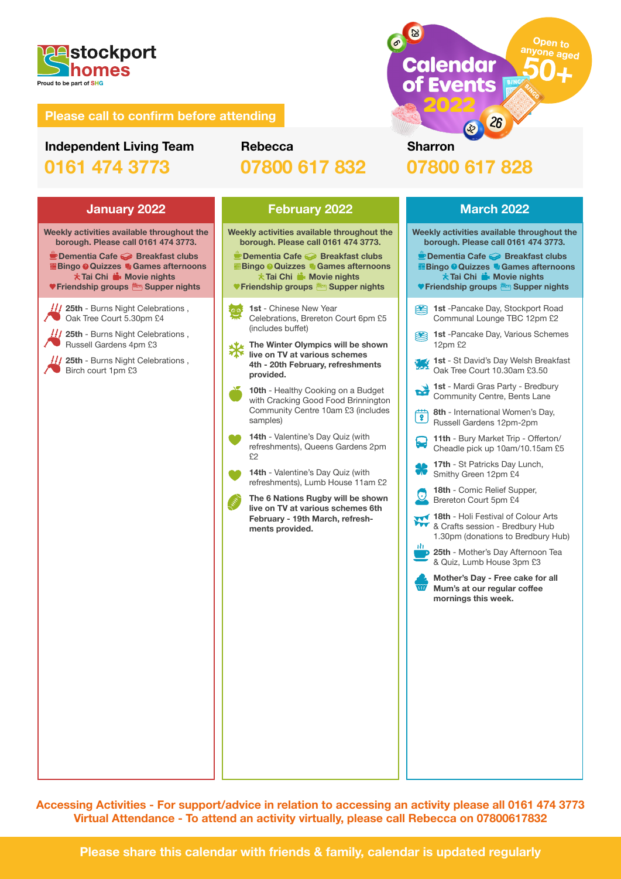stockport homes

Proud to be part of SHG

# Calendar of Events 2022

Open to anyone aged 50+

**Please call to confirm before attending**

**Independent Living Team**
**0161 474 3773**

**Rebecca**
**07800 617 832**

**Sharron**
**07800 617 828**

## January 2022

**Weekly activities available throughout the borough. Please call 0161 474 3773.**

**Dementia Cafe · Breakfast clubs · Bingo · Quizzes · Games afternoons · Tai Chi · Movie nights · Friendship groups · Supper nights**

- **25th** - Burns Night Celebrations , Oak Tree Court 5.30pm £4
- **25th** - Burns Night Celebrations , Russell Gardens 4pm £3
- **25th** - Burns Night Celebrations , Birch court 1pm £3

## February 2022

**Weekly activities available throughout the borough. Please call 0161 474 3773.**

**Dementia Cafe · Breakfast clubs · Bingo · Quizzes · Games afternoons · Tai Chi · Movie nights · Friendship groups · Supper nights**

- **1st** - Chinese New Year Celebrations, Brereton Court 6pm £5 (includes buffet)
- **The Winter Olympics will be shown live on TV at various schemes 4th - 20th February, refreshments provided.**
- **10th** - Healthy Cooking on a Budget with Cracking Good Food Brinnington Community Centre 10am £3 (includes samples)
- **14th** - Valentine's Day Quiz (with refreshments), Queens Gardens 2pm £2
- **14th** - Valentine's Day Quiz (with refreshments), Lumb House 11am £2
- **The 6 Nations Rugby will be shown live on TV at various schemes 6th February - 19th March, refreshments provided.**

## March 2022

**Weekly activities available throughout the borough. Please call 0161 474 3773.**

**Dementia Cafe · Breakfast clubs · Bingo · Quizzes · Games afternoons · Tai Chi · Movie nights · Friendship groups · Supper nights**

- **1st** -Pancake Day, Stockport Road Communal Lounge TBC 12pm £2
- **1st** -Pancake Day, Various Schemes 12pm £2
- **1st** - St David's Day Welsh Breakfast Oak Tree Court 10.30am £3.50
- **1st** - Mardi Gras Party - Bredbury Community Centre, Bents Lane
- **8th** - International Women's Day, Russell Gardens 12pm-2pm
- **11th** - Bury Market Trip - Offerton/ Cheadle pick up 10am/10.15am £5
- **17th** - St Patricks Day Lunch, Smithy Green 12pm £4
- **18th** - Comic Relief Supper, Brereton Court 5pm £4
- **18th** - Holi Festival of Colour Arts & Crafts session - Bredbury Hub 1.30pm (donations to Bredbury Hub)
- **25th** - Mother's Day Afternoon Tea & Quiz, Lumb House 3pm £3
- **Mother's Day - Free cake for all Mum's at our regular coffee mornings this week.**

**Accessing Activities - For support/advice in relation to accessing an activity please all 0161 474 3773**
**Virtual Attendance - To attend an activity virtually, please call Rebecca on 07800617832**

**Please share this calendar with friends & family, calendar is updated regularly**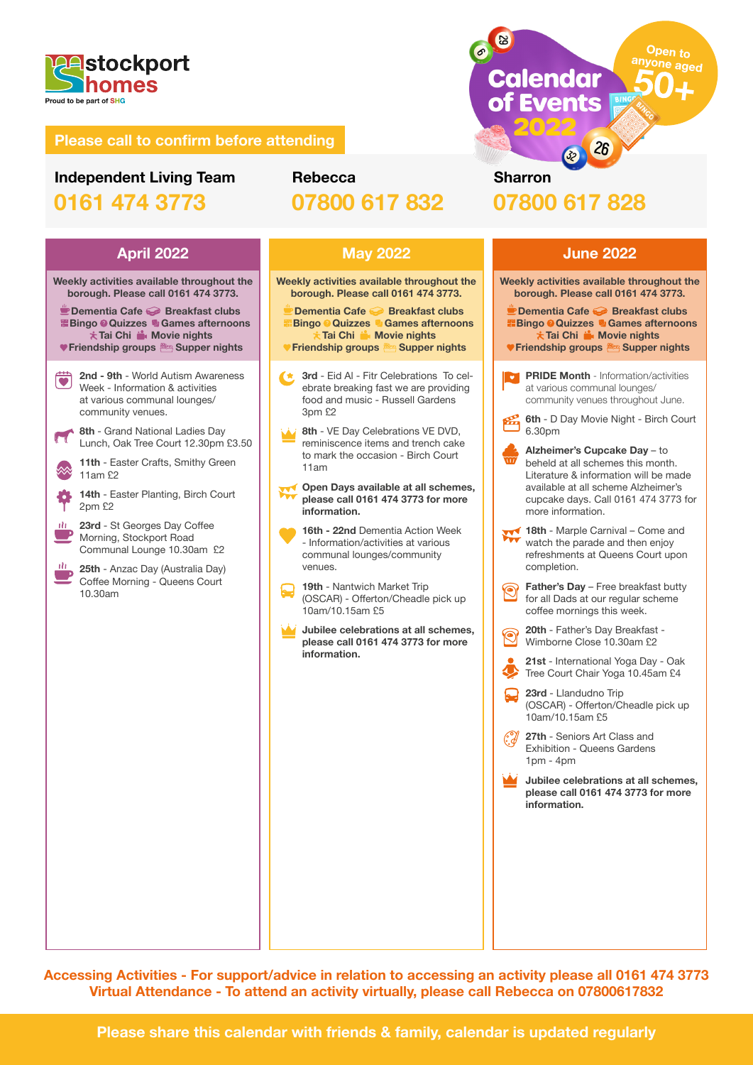stockport homes

Proud to be part of SHG

**Please call to confirm before attending**

# Calendar of Events 2022

Open to anyone aged 50+

**Independent Living Team**
**0161 474 3773**

**Rebecca**
**07800 617 832**

**Sharron**
**07800 617 828**

## April 2022

**Weekly activities available throughout the borough. Please call 0161 474 3773.**

**Dementia Cafe · Breakfast clubs · Bingo · Quizzes · Games afternoons · Tai Chi · Movie nights · Friendship groups · Supper nights**

- **2nd - 9th** - World Autism Awareness Week - Information & activities at various communal lounges/ community venues.
- **8th** - Grand National Ladies Day Lunch, Oak Tree Court 12.30pm £3.50
- **11th** - Easter Crafts, Smithy Green 11am £2
- **14th** - Easter Planting, Birch Court 2pm £2
- **23rd** - St Georges Day Coffee Morning, Stockport Road Communal Lounge 10.30am £2
- **25th** - Anzac Day (Australia Day) Coffee Morning - Queens Court 10.30am

## May 2022

**Weekly activities available throughout the borough. Please call 0161 474 3773.**

**Dementia Cafe · Breakfast clubs · Bingo · Quizzes · Games afternoons · Tai Chi · Movie nights · Friendship groups · Supper nights**

- **3rd** - Eid Al - Fitr Celebrations To celebrate breaking fast we are providing food and music - Russell Gardens 3pm £2
- **8th** - VE Day Celebrations VE DVD, reminiscence items and trench cake to mark the occasion - Birch Court 11am
- **Open Days available at all schemes, please call 0161 474 3773 for more information.**
- **16th - 22nd** Dementia Action Week - Information/activities at various communal lounges/community venues.
- **19th** - Nantwich Market Trip (OSCAR) - Offerton/Cheadle pick up 10am/10.15am £5
- **Jubilee celebrations at all schemes, please call 0161 474 3773 for more information.**

## June 2022

**Weekly activities available throughout the borough. Please call 0161 474 3773.**

**Dementia Cafe · Breakfast clubs · Bingo · Quizzes · Games afternoons · Tai Chi · Movie nights · Friendship groups · Supper nights**

- **PRIDE Month** - Information/activities at various communal lounges/ community venues throughout June.
- **6th** - D Day Movie Night - Birch Court 6.30pm
- **Alzheimer's Cupcake Day** – to beheld at all schemes this month. Literature & information will be made available at all scheme Alzheimer's cupcake days. Call 0161 474 3773 for more information.
- **18th** - Marple Carnival – Come and watch the parade and then enjoy refreshments at Queens Court upon completion.
- **Father's Day** – Free breakfast butty for all Dads at our regular scheme coffee mornings this week.
- **20th** - Father's Day Breakfast - Wimborne Close 10.30am £2
- **21st** - International Yoga Day - Oak Tree Court Chair Yoga 10.45am £4
- **23rd** - Llandudno Trip (OSCAR) - Offerton/Cheadle pick up 10am/10.15am £5
- **27th** - Seniors Art Class and Exhibition - Queens Gardens 1pm - 4pm
- **Jubilee celebrations at all schemes, please call 0161 474 3773 for more information.**

**Accessing Activities - For support/advice in relation to accessing an activity please all 0161 474 3773**
**Virtual Attendance - To attend an activity virtually, please call Rebecca on 07800617832**

**Please share this calendar with friends & family, calendar is updated regularly**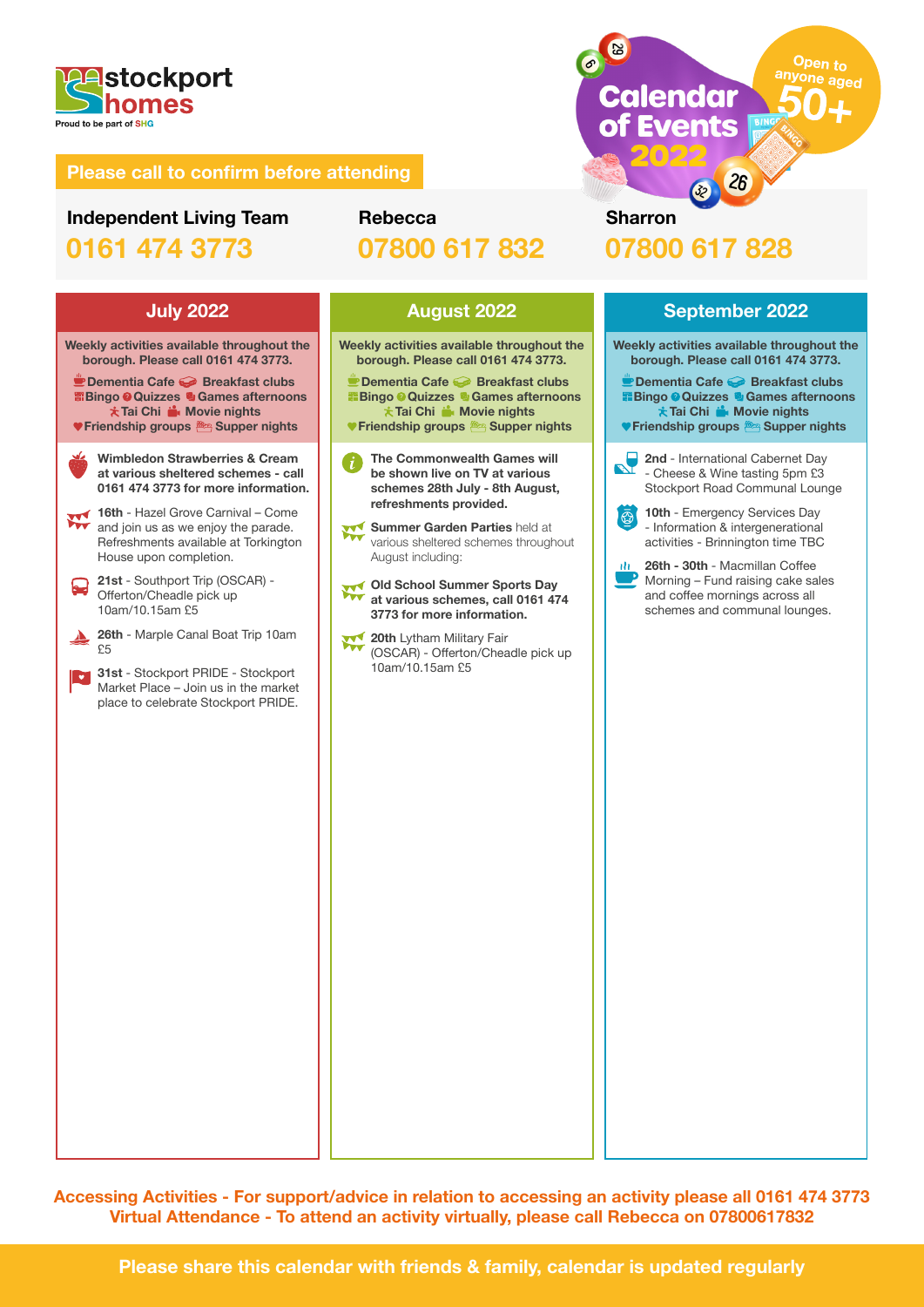stockport homes

Proud to be part of SHG

# Calendar of Events 2022

Open to anyone aged 50+

**Please call to confirm before attending**

| Independent Living Team | Rebecca | Sharron |
|---|---|---|
| **0161 474 3773** | **07800 617 832** | **07800 617 828** |

## July 2022

**Weekly activities available throughout the borough. Please call 0161 474 3773.**

**Dementia Cafe, Breakfast clubs, Bingo, Quizzes, Games afternoons, Tai Chi, Movie nights, Friendship groups, Supper nights**

**Wimbledon Strawberries & Cream at various sheltered schemes - call 0161 474 3773 for more information.**

**16th** - Hazel Grove Carnival – Come and join us as we enjoy the parade. Refreshments available at Torkington House upon completion.

**21st** - Southport Trip (OSCAR) - Offerton/Cheadle pick up 10am/10.15am £5

**26th** - Marple Canal Boat Trip 10am £5

**31st** - Stockport PRIDE - Stockport Market Place – Join us in the market place to celebrate Stockport PRIDE.

## August 2022

**Weekly activities available throughout the borough. Please call 0161 474 3773.**

**Dementia Cafe, Breakfast clubs, Bingo, Quizzes, Games afternoons, Tai Chi, Movie nights, Friendship groups, Supper nights**

**The Commonwealth Games will be shown live on TV at various schemes 28th July - 8th August, refreshments provided.**

**Summer Garden Parties** held at various sheltered schemes throughout August including:

**Old School Summer Sports Day at various schemes, call 0161 474 3773 for more information.**

**20th** Lytham Military Fair (OSCAR) - Offerton/Cheadle pick up 10am/10.15am £5

## September 2022

**Weekly activities available throughout the borough. Please call 0161 474 3773.**

**Dementia Cafe, Breakfast clubs, Bingo, Quizzes, Games afternoons, Tai Chi, Movie nights, Friendship groups, Supper nights**

**2nd** - International Cabernet Day - Cheese & Wine tasting 5pm £3 Stockport Road Communal Lounge

**10th** - Emergency Services Day - Information & intergenerational activities - Brinnington time TBC

**26th - 30th** - Macmillan Coffee Morning – Fund raising cake sales and coffee mornings across all schemes and communal lounges.

**Accessing Activities - For support/advice in relation to accessing an activity please all 0161 474 3773**
**Virtual Attendance - To attend an activity virtually, please call Rebecca on 07800617832**

**Please share this calendar with friends & family, calendar is updated regularly**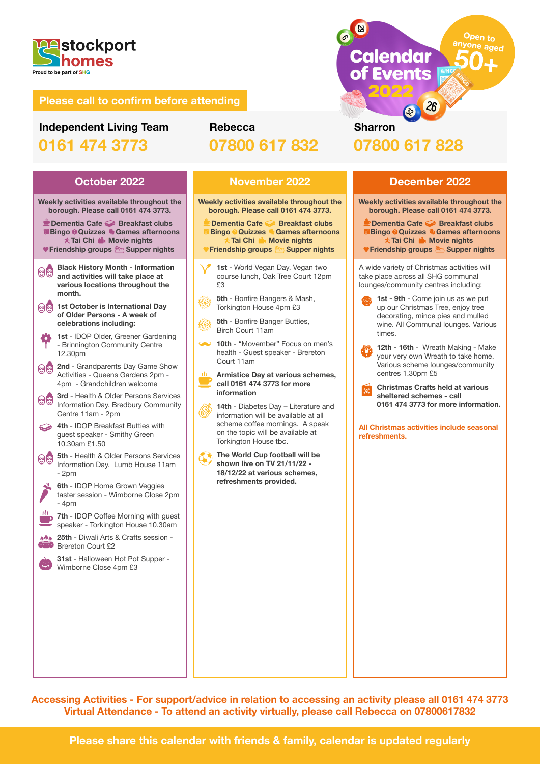stockport homes
Proud to be part of SHG

**Please call to confirm before attending**

# Calendar of Events 2022

Open to anyone aged 50+

**Independent Living Team**
**0161 474 3773**

**Rebecca**
**07800 617 832**

**Sharron**
**07800 617 828**

## October 2022

**Weekly activities available throughout the borough. Please call 0161 474 3773.**

**Dementia Cafe · Breakfast clubs · Bingo · Quizzes · Games afternoons · Tai Chi · Movie nights · Friendship groups · Supper nights**

- **Black History Month - Information and activities will take place at various locations throughout the month.**
- **1st October is International Day of Older Persons - A week of celebrations including:**
- **1st** - IDOP Older, Greener Gardening - Brinnington Community Centre 12.30pm
- **2nd** - Grandparents Day Game Show Activities - Queens Gardens 2pm - 4pm - Grandchildren welcome
- **3rd** - Health & Older Persons Services Information Day. Bredbury Community Centre 11am - 2pm
- **4th** - IDOP Breakfast Butties with guest speaker - Smithy Green 10.30am £1.50
- **5th** - Health & Older Persons Services Information Day. Lumb House 11am - 2pm
- **6th** - IDOP Home Grown Veggies taster session - Wimborne Close 2pm - 4pm
- **7th** - IDOP Coffee Morning with guest speaker - Torkington House 10.30am
- **25th** - Diwali Arts & Crafts session - Brereton Court £2
- **31st** - Halloween Hot Pot Supper - Wimborne Close 4pm £3

## November 2022

**Weekly activities available throughout the borough. Please call 0161 474 3773.**

**Dementia Cafe · Breakfast clubs · Bingo · Quizzes · Games afternoons · Tai Chi · Movie nights · Friendship groups · Supper nights**

- **1st** - World Vegan Day. Vegan two course lunch, Oak Tree Court 12pm £3
- **5th** - Bonfire Bangers & Mash, Torkington House 4pm £3
- **5th** - Bonfire Banger Butties, Birch Court 11am
- **10th** - "Movember" Focus on men's health - Guest speaker - Brereton Court 11am
- **Armistice Day at various schemes, call 0161 474 3773 for more information**
- **14th** - Diabetes Day – Literature and information will be available at all scheme coffee mornings. A speak on the topic will be available at Torkington House tbc.
- **The World Cup football will be shown live on TV 21/11/22 - 18/12/22 at various schemes, refreshments provided.**

## December 2022

**Weekly activities available throughout the borough. Please call 0161 474 3773.**

**Dementia Cafe · Breakfast clubs · Bingo · Quizzes · Games afternoons · Tai Chi · Movie nights · Friendship groups · Supper nights**

A wide variety of Christmas activities will take place across all SHG communal lounges/community centres including:

- **1st - 9th** - Come join us as we put up our Christmas Tree, enjoy tree decorating, mince pies and mulled wine. All Communal lounges. Various times.
- **12th - 16th** - Wreath Making - Make your very own Wreath to take home. Various scheme lounges/community centres 1.30pm £5
- **Christmas Crafts held at various sheltered schemes - call 0161 474 3773 for more information.**

**All Christmas activities include seasonal refreshments.**

**Accessing Activities - For support/advice in relation to accessing an activity please all 0161 474 3773**
**Virtual Attendance - To attend an activity virtually, please call Rebecca on 07800617832**

**Please share this calendar with friends & family, calendar is updated regularly**